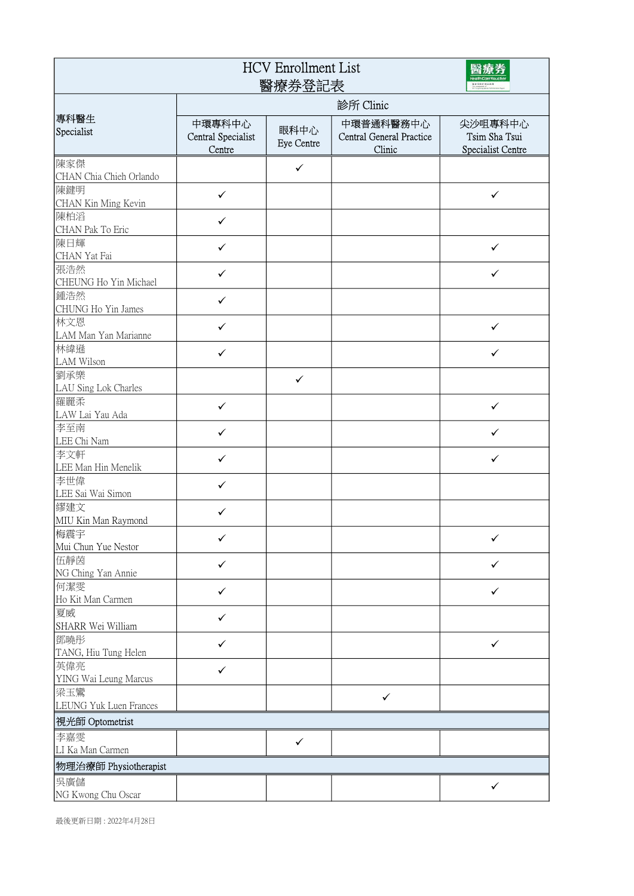# HCV Enrollment List
# 醫療券登記表

| 專科醫生 Specialist | 診所 Clinic | | | |
|---|---|---|---|---|
| | 中環專科中心 Central Specialist Centre | 眼科中心 Eye Centre | 中環普通科醫務中心 Central General Practice Clinic | 尖沙咀專科中心 Tsim Sha Tsui Specialist Centre |
| 陳家傑 CHAN Chia Chieh Orlando | | ✓ | | |
| 陳鍵明 CHAN Kin Ming Kevin | ✓ | | | ✓ |
| 陳柏滔 CHAN Pak To Eric | ✓ | | | |
| 陳日輝 CHAN Yat Fai | ✓ | | | ✓ |
| 張浩然 CHEUNG Ho Yin Michael | ✓ | | | ✓ |
| 鍾浩然 CHUNG Ho Yin James | ✓ | | | |
| 林文恩 LAM Man Yan Marianne | ✓ | | | ✓ |
| 林緯遜 LAM Wilson | ✓ | | | ✓ |
| 劉承樂 LAU Sing Lok Charles | | ✓ | | |
| 羅麗柔 LAW Lai Yau Ada | ✓ | | | ✓ |
| 李至南 LEE Chi Nam | ✓ | | | ✓ |
| 李文軒 LEE Man Hin Menelik | ✓ | | | ✓ |
| 李世偉 LEE Sai Wai Simon | ✓ | | | |
| 繆建文 MIU Kin Man Raymond | ✓ | | | |
| 梅震宇 Mui Chun Yue Nestor | ✓ | | | ✓ |
| 伍靜茵 NG Ching Yan Annie | ✓ | | | ✓ |
| 何潔雯 Ho Kit Man Carmen | ✓ | | | ✓ |
| 夏威 SHARR Wei William | ✓ | | | |
| 鄧曉彤 TANG, Hiu Tung Helen | ✓ | | | ✓ |
| 英偉亮 YING Wai Leung Marcus | ✓ | | | |
| 梁玉鸞 LEUNG Yuk Luen Frances | | | ✓ | |
| **視光師 Optometrist** | | | | |
| 李嘉雯 LI Ka Man Carmen | | ✓ | | |
| **物理治療師 Physiotherapist** | | | | |
| 吳廣儲 NG Kwong Chu Oscar | | | | ✓ |

最後更新日期 : 2022年4月28日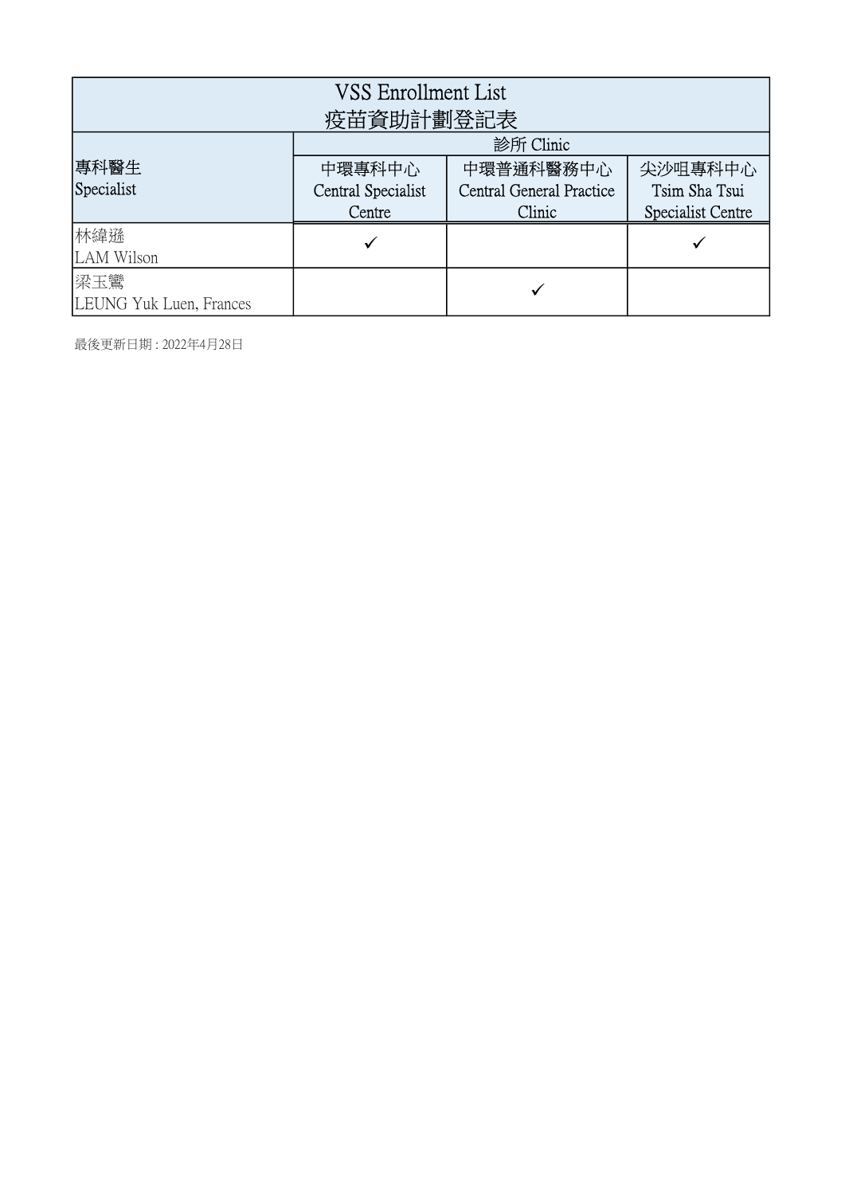| VSS Enrollment List<br>疫苗資助計劃登記表 | | | |
|---|---|---|---|
| 專科醫生<br>Specialist | 診所 Clinic | | |
| | 中環專科中心<br>Central Specialist Centre | 中環普通科醫務中心<br>Central General Practice Clinic | 尖沙咀專科中心<br>Tsim Sha Tsui Specialist Centre |
| 林緯遜<br>LAM Wilson | ✓ | | ✓ |
| 梁玉鸞<br>LEUNG Yuk Luen, Frances | | ✓ | |

最後更新日期 : 2022年4月28日